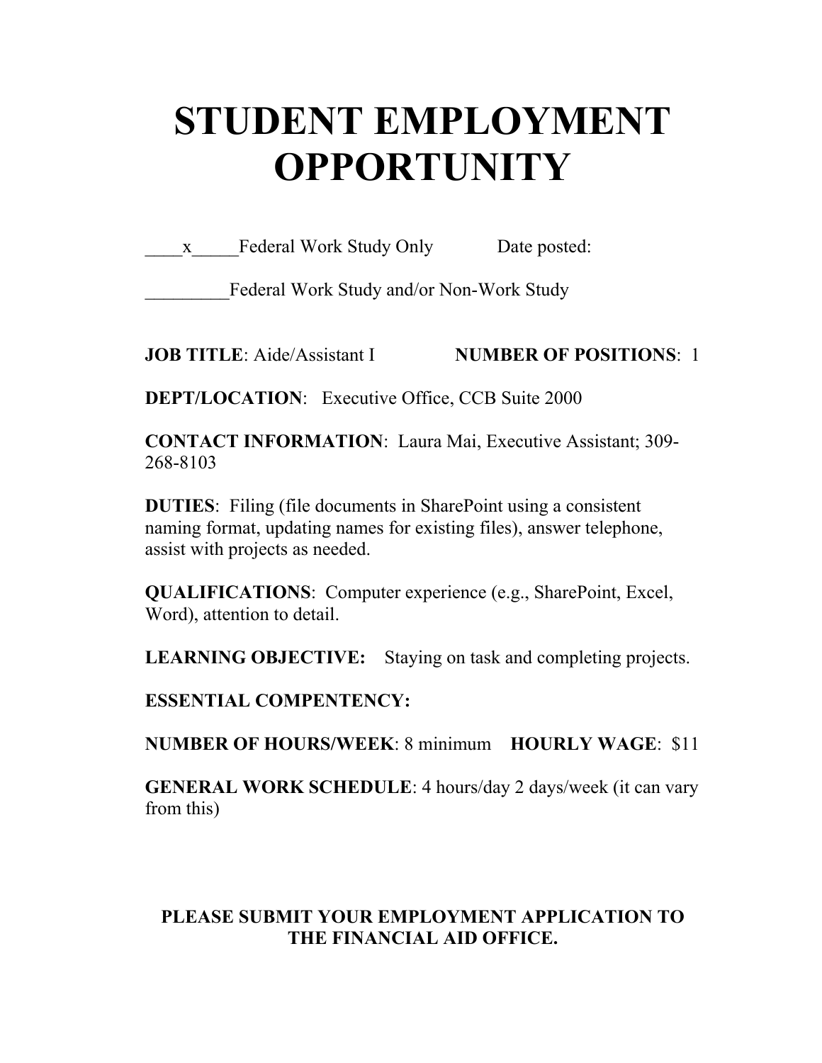# STUDENT EMPLOYMENT OPPORTUNITY

____x_____Federal Work Study Only            Date posted:

_________Federal Work Study and/or Non-Work Study

**JOB TITLE**: Aide/Assistant I            **NUMBER OF POSITIONS**: 1

**DEPT/LOCATION**: Executive Office, CCB Suite 2000

**CONTACT INFORMATION**: Laura Mai, Executive Assistant; 309-268-8103

**DUTIES**: Filing (file documents in SharePoint using a consistent naming format, updating names for existing files), answer telephone, assist with projects as needed.

**QUALIFICATIONS**: Computer experience (e.g., SharePoint, Excel, Word), attention to detail.

**LEARNING OBJECTIVE:** Staying on task and completing projects.

**ESSENTIAL COMPENTENCY:**

**NUMBER OF HOURS/WEEK**: 8 minimum    **HOURLY WAGE**: $11

**GENERAL WORK SCHEDULE**: 4 hours/day 2 days/week (it can vary from this)

**PLEASE SUBMIT YOUR EMPLOYMENT APPLICATION TO THE FINANCIAL AID OFFICE.**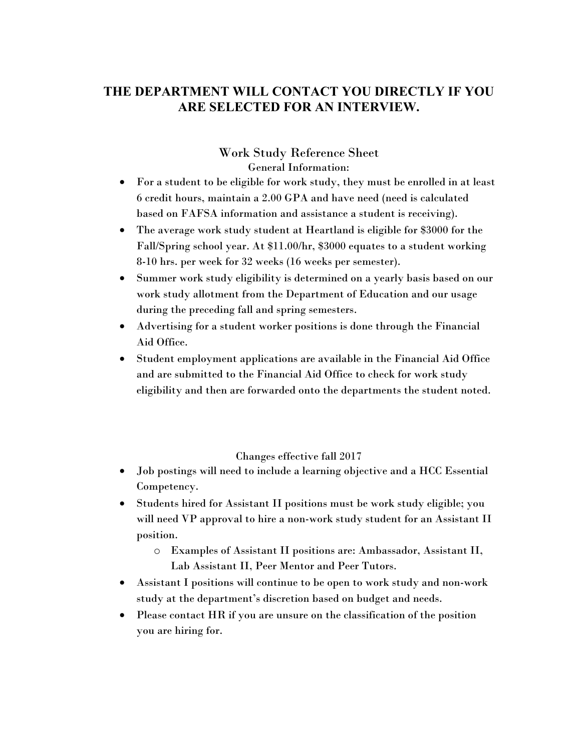**THE DEPARTMENT WILL CONTACT YOU DIRECTLY IF YOU ARE SELECTED FOR AN INTERVIEW.**

## Work Study Reference Sheet

### General Information:

- For a student to be eligible for work study, they must be enrolled in at least 6 credit hours, maintain a 2.00 GPA and have need (need is calculated based on FAFSA information and assistance a student is receiving).
- The average work study student at Heartland is eligible for $3000 for the Fall/Spring school year. At $11.00/hr, $3000 equates to a student working 8-10 hrs. per week for 32 weeks (16 weeks per semester).
- Summer work study eligibility is determined on a yearly basis based on our work study allotment from the Department of Education and our usage during the preceding fall and spring semesters.
- Advertising for a student worker positions is done through the Financial Aid Office.
- Student employment applications are available in the Financial Aid Office and are submitted to the Financial Aid Office to check for work study eligibility and then are forwarded onto the departments the student noted.

### Changes effective fall 2017

- Job postings will need to include a learning objective and a HCC Essential Competency.
- Students hired for Assistant II positions must be work study eligible; you will need VP approval to hire a non-work study student for an Assistant II position.
  - Examples of Assistant II positions are: Ambassador, Assistant II, Lab Assistant II, Peer Mentor and Peer Tutors.
- Assistant I positions will continue to be open to work study and non-work study at the department's discretion based on budget and needs.
- Please contact HR if you are unsure on the classification of the position you are hiring for.